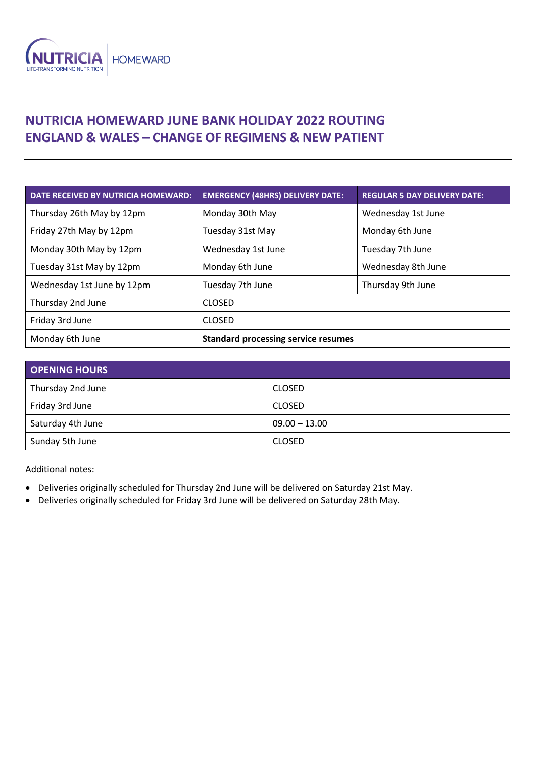NUTRICIA HOMEWARD
LIFE-TRANSFORMING NUTRITION

# NUTRICIA HOMEWARD JUNE BANK HOLIDAY 2022 ROUTING ENGLAND & WALES – CHANGE OF REGIMENS & NEW PATIENT

| DATE RECEIVED BY NUTRICIA HOMEWARD: | EMERGENCY (48HRS) DELIVERY DATE: | REGULAR 5 DAY DELIVERY DATE: |
|---|---|---|
| Thursday 26th May by 12pm | Monday 30th May | Wednesday 1st June |
| Friday 27th May by 12pm | Tuesday 31st May | Monday 6th June |
| Monday 30th May by 12pm | Wednesday 1st June | Tuesday 7th June |
| Tuesday 31st May by 12pm | Monday 6th June | Wednesday 8th June |
| Wednesday 1st June by 12pm | Tuesday 7th June | Thursday 9th June |
| Thursday 2nd June | CLOSED | |
| Friday 3rd June | CLOSED | |
| Monday 6th June | **Standard processing service resumes** | |

| OPENING HOURS | |
|---|---|
| Thursday 2nd June | CLOSED |
| Friday 3rd June | CLOSED |
| Saturday 4th June | 09.00 – 13.00 |
| Sunday 5th June | CLOSED |

Additional notes:

- Deliveries originally scheduled for Thursday 2nd June will be delivered on Saturday 21st May.
- Deliveries originally scheduled for Friday 3rd June will be delivered on Saturday 28th May.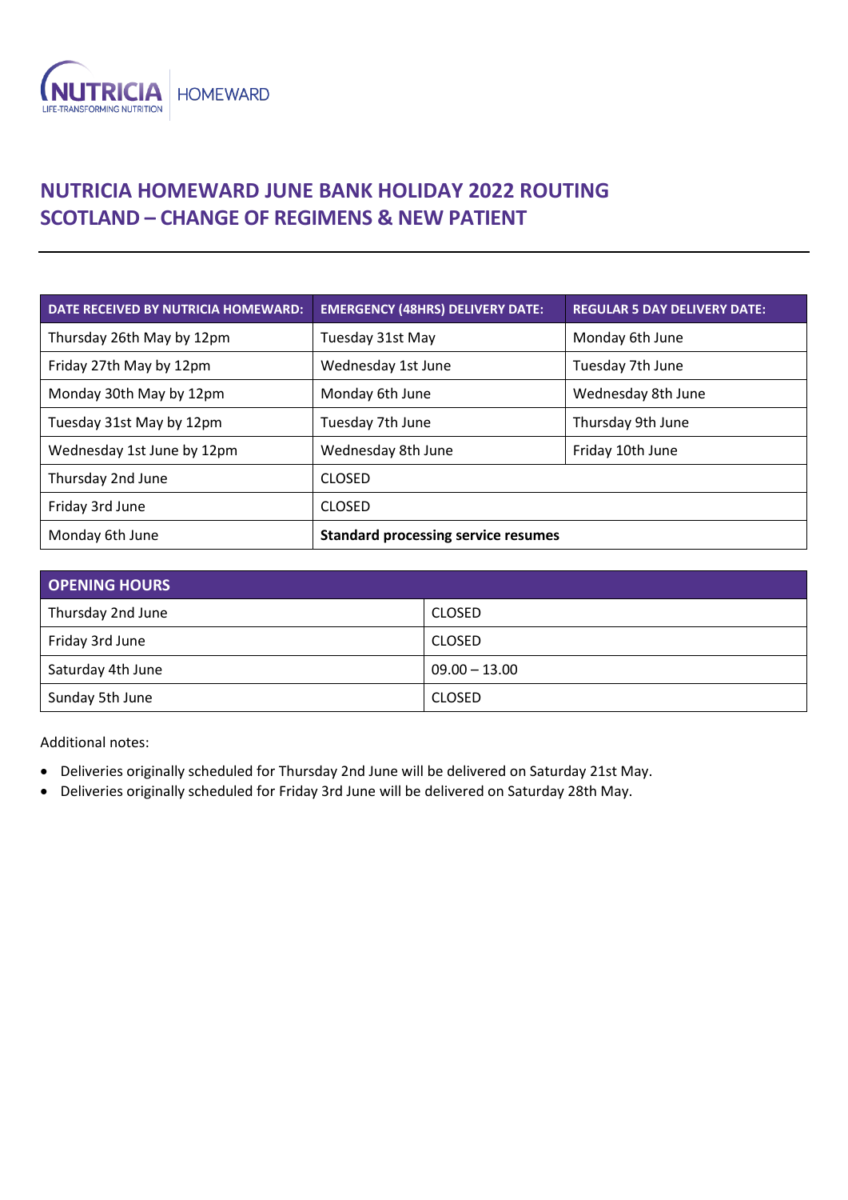NUTRICIA HOMEWARD

# NUTRICIA HOMEWARD JUNE BANK HOLIDAY 2022 ROUTING SCOTLAND – CHANGE OF REGIMENS & NEW PATIENT

| DATE RECEIVED BY NUTRICIA HOMEWARD: | EMERGENCY (48HRS) DELIVERY DATE: | REGULAR 5 DAY DELIVERY DATE: |
|---|---|---|
| Thursday 26th May by 12pm | Tuesday 31st May | Monday 6th June |
| Friday 27th May by 12pm | Wednesday 1st June | Tuesday 7th June |
| Monday 30th May by 12pm | Monday 6th June | Wednesday 8th June |
| Tuesday 31st May by 12pm | Tuesday 7th June | Thursday 9th June |
| Wednesday 1st June by 12pm | Wednesday 8th June | Friday 10th June |
| Thursday 2nd June | CLOSED | |
| Friday 3rd June | CLOSED | |
| Monday 6th June | **Standard processing service resumes** | |

| OPENING HOURS | |
|---|---|
| Thursday 2nd June | CLOSED |
| Friday 3rd June | CLOSED |
| Saturday 4th June | 09.00 – 13.00 |
| Sunday 5th June | CLOSED |

Additional notes:

- Deliveries originally scheduled for Thursday 2nd June will be delivered on Saturday 21st May.
- Deliveries originally scheduled for Friday 3rd June will be delivered on Saturday 28th May.